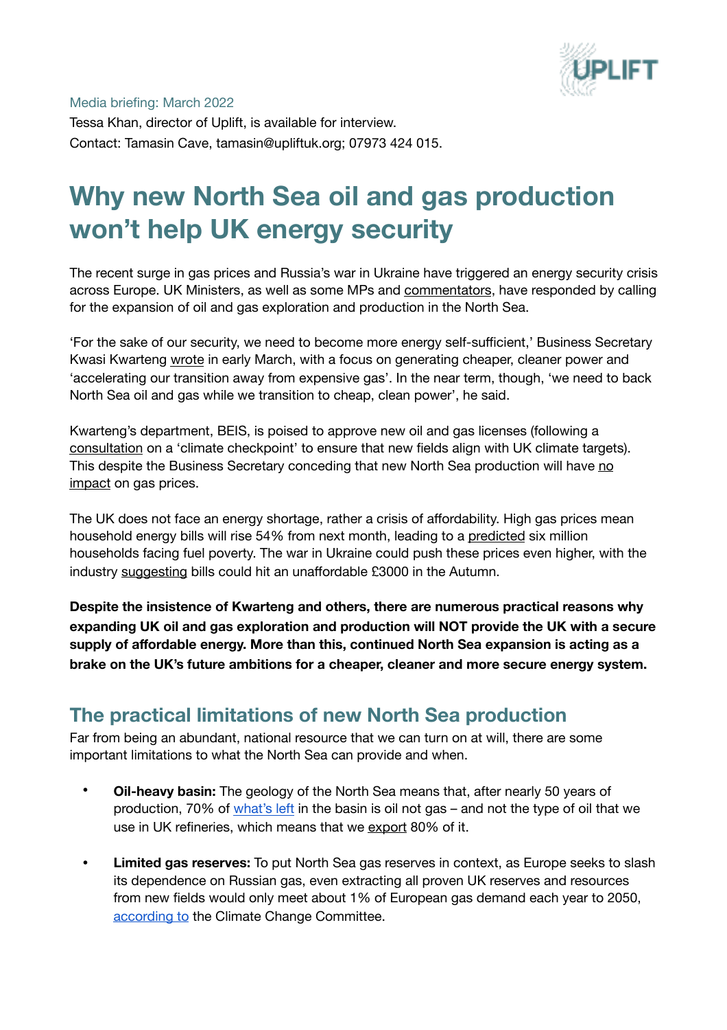Media briefing: March 2022

Tessa Khan, director of Uplift, is available for interview.
Contact: Tamasin Cave, tamasin@upliftuk.org; 07973 424 015.

# Why new North Sea oil and gas production won't help UK energy security

The recent surge in gas prices and Russia's war in Ukraine have triggered an energy security crisis across Europe. UK Ministers, as well as some MPs and commentators, have responded by calling for the expansion of oil and gas exploration and production in the North Sea.

'For the sake of our security, we need to become more energy self-sufficient,' Business Secretary Kwasi Kwarteng wrote in early March, with a focus on generating cheaper, cleaner power and 'accelerating our transition away from expensive gas'. In the near term, though, 'we need to back North Sea oil and gas while we transition to cheap, clean power', he said.

Kwarteng's department, BEIS, is poised to approve new oil and gas licenses (following a consultation on a 'climate checkpoint' to ensure that new fields align with UK climate targets). This despite the Business Secretary conceding that new North Sea production will have no impact on gas prices.

The UK does not face an energy shortage, rather a crisis of affordability. High gas prices mean household energy bills will rise 54% from next month, leading to a predicted six million households facing fuel poverty. The war in Ukraine could push these prices even higher, with the industry suggesting bills could hit an unaffordable £3000 in the Autumn.

**Despite the insistence of Kwarteng and others, there are numerous practical reasons why expanding UK oil and gas exploration and production will NOT provide the UK with a secure supply of affordable energy. More than this, continued North Sea expansion is acting as a brake on the UK's future ambitions for a cheaper, cleaner and more secure energy system.**

## The practical limitations of new North Sea production

Far from being an abundant, national resource that we can turn on at will, there are some important limitations to what the North Sea can provide and when.

- **Oil-heavy basin:** The geology of the North Sea means that, after nearly 50 years of production, 70% of what's left in the basin is oil not gas – and not the type of oil that we use in UK refineries, which means that we export 80% of it.
- **Limited gas reserves:** To put North Sea gas reserves in context, as Europe seeks to slash its dependence on Russian gas, even extracting all proven UK reserves and resources from new fields would only meet about 1% of European gas demand each year to 2050, according to the Climate Change Committee.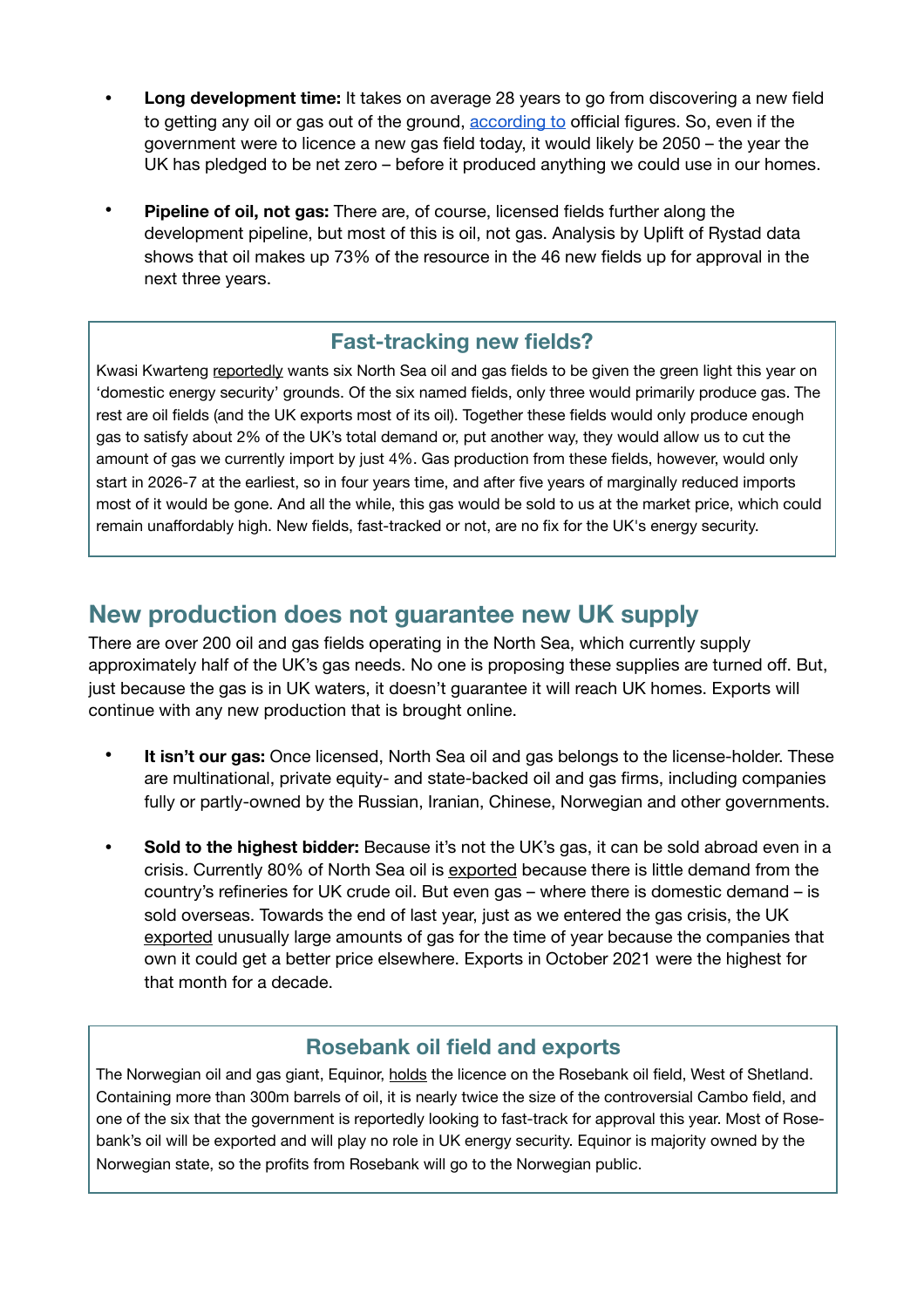- **Long development time:** It takes on average 28 years to go from discovering a new field to getting any oil or gas out of the ground, according to official figures. So, even if the government were to licence a new gas field today, it would likely be 2050 – the year the UK has pledged to be net zero – before it produced anything we could use in our homes.

- **Pipeline of oil, not gas:** There are, of course, licensed fields further along the development pipeline, but most of this is oil, not gas. Analysis by Uplift of Rystad data shows that oil makes up 73% of the resource in the 46 new fields up for approval in the next three years.

### Fast-tracking new fields?

Kwasi Kwarteng reportedly wants six North Sea oil and gas fields to be given the green light this year on 'domestic energy security' grounds. Of the six named fields, only three would primarily produce gas. The rest are oil fields (and the UK exports most of its oil). Together these fields would only produce enough gas to satisfy about 2% of the UK's total demand or, put another way, they would allow us to cut the amount of gas we currently import by just 4%. Gas production from these fields, however, would only start in 2026-7 at the earliest, so in four years time, and after five years of marginally reduced imports most of it would be gone. And all the while, this gas would be sold to us at the market price, which could remain unaffordably high. New fields, fast-tracked or not, are no fix for the UK's energy security.

## New production does not guarantee new UK supply

There are over 200 oil and gas fields operating in the North Sea, which currently supply approximately half of the UK's gas needs. No one is proposing these supplies are turned off. But, just because the gas is in UK waters, it doesn't guarantee it will reach UK homes. Exports will continue with any new production that is brought online.

- **It isn't our gas:** Once licensed, North Sea oil and gas belongs to the license-holder. These are multinational, private equity- and state-backed oil and gas firms, including companies fully or partly-owned by the Russian, Iranian, Chinese, Norwegian and other governments.

- **Sold to the highest bidder:** Because it's not the UK's gas, it can be sold abroad even in a crisis. Currently 80% of North Sea oil is exported because there is little demand from the country's refineries for UK crude oil. But even gas – where there is domestic demand – is sold overseas. Towards the end of last year, just as we entered the gas crisis, the UK exported unusually large amounts of gas for the time of year because the companies that own it could get a better price elsewhere. Exports in October 2021 were the highest for that month for a decade.

### Rosebank oil field and exports

The Norwegian oil and gas giant, Equinor, holds the licence on the Rosebank oil field, West of Shetland. Containing more than 300m barrels of oil, it is nearly twice the size of the controversial Cambo field, and one of the six that the government is reportedly looking to fast-track for approval this year. Most of Rosebank's oil will be exported and will play no role in UK energy security. Equinor is majority owned by the Norwegian state, so the profits from Rosebank will go to the Norwegian public.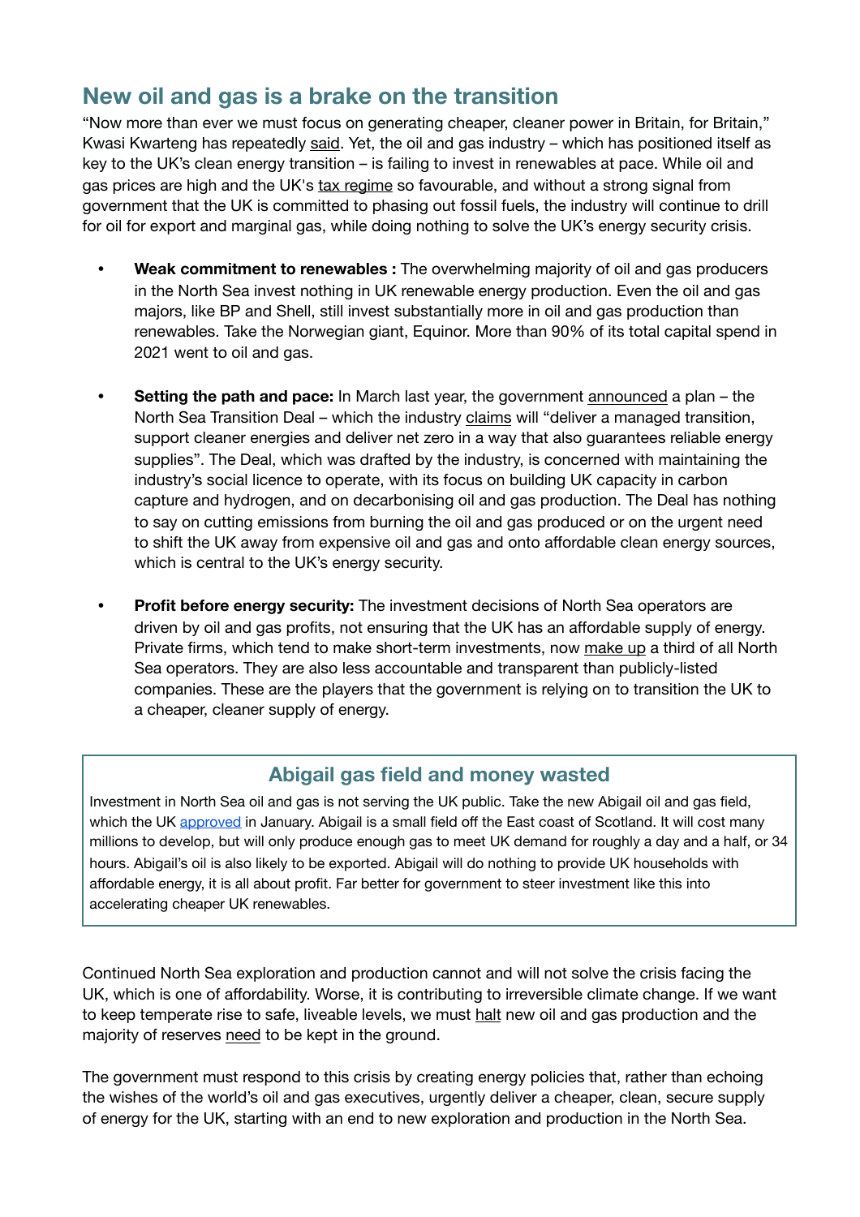## New oil and gas is a brake on the transition

"Now more than ever we must focus on generating cheaper, cleaner power in Britain, for Britain," Kwasi Kwarteng has repeatedly said. Yet, the oil and gas industry – which has positioned itself as key to the UK's clean energy transition – is failing to invest in renewables at pace. While oil and gas prices are high and the UK's tax regime so favourable, and without a strong signal from government that the UK is committed to phasing out fossil fuels, the industry will continue to drill for oil for export and marginal gas, while doing nothing to solve the UK's energy security crisis.

- **Weak commitment to renewables :** The overwhelming majority of oil and gas producers in the North Sea invest nothing in UK renewable energy production. Even the oil and gas majors, like BP and Shell, still invest substantially more in oil and gas production than renewables. Take the Norwegian giant, Equinor. More than 90% of its total capital spend in 2021 went to oil and gas.

- **Setting the path and pace:** In March last year, the government announced a plan – the North Sea Transition Deal – which the industry claims will "deliver a managed transition, support cleaner energies and deliver net zero in a way that also guarantees reliable energy supplies". The Deal, which was drafted by the industry, is concerned with maintaining the industry's social licence to operate, with its focus on building UK capacity in carbon capture and hydrogen, and on decarbonising oil and gas production. The Deal has nothing to say on cutting emissions from burning the oil and gas produced or on the urgent need to shift the UK away from expensive oil and gas and onto affordable clean energy sources, which is central to the UK's energy security.

- **Profit before energy security:** The investment decisions of North Sea operators are driven by oil and gas profits, not ensuring that the UK has an affordable supply of energy. Private firms, which tend to make short-term investments, now make up a third of all North Sea operators. They are also less accountable and transparent than publicly-listed companies. These are the players that the government is relying on to transition the UK to a cheaper, cleaner supply of energy.

### Abigail gas field and money wasted

Investment in North Sea oil and gas is not serving the UK public. Take the new Abigail oil and gas field, which the UK approved in January. Abigail is a small field off the East coast of Scotland. It will cost many millions to develop, but will only produce enough gas to meet UK demand for roughly a day and a half, or 34 hours. Abigail's oil is also likely to be exported. Abigail will do nothing to provide UK households with affordable energy, it is all about profit. Far better for government to steer investment like this into accelerating cheaper UK renewables.

Continued North Sea exploration and production cannot and will not solve the crisis facing the UK, which is one of affordability. Worse, it is contributing to irreversible climate change. If we want to keep temperate rise to safe, liveable levels, we must halt new oil and gas production and the majority of reserves need to be kept in the ground.

The government must respond to this crisis by creating energy policies that, rather than echoing the wishes of the world's oil and gas executives, urgently deliver a cheaper, clean, secure supply of energy for the UK, starting with an end to new exploration and production in the North Sea.